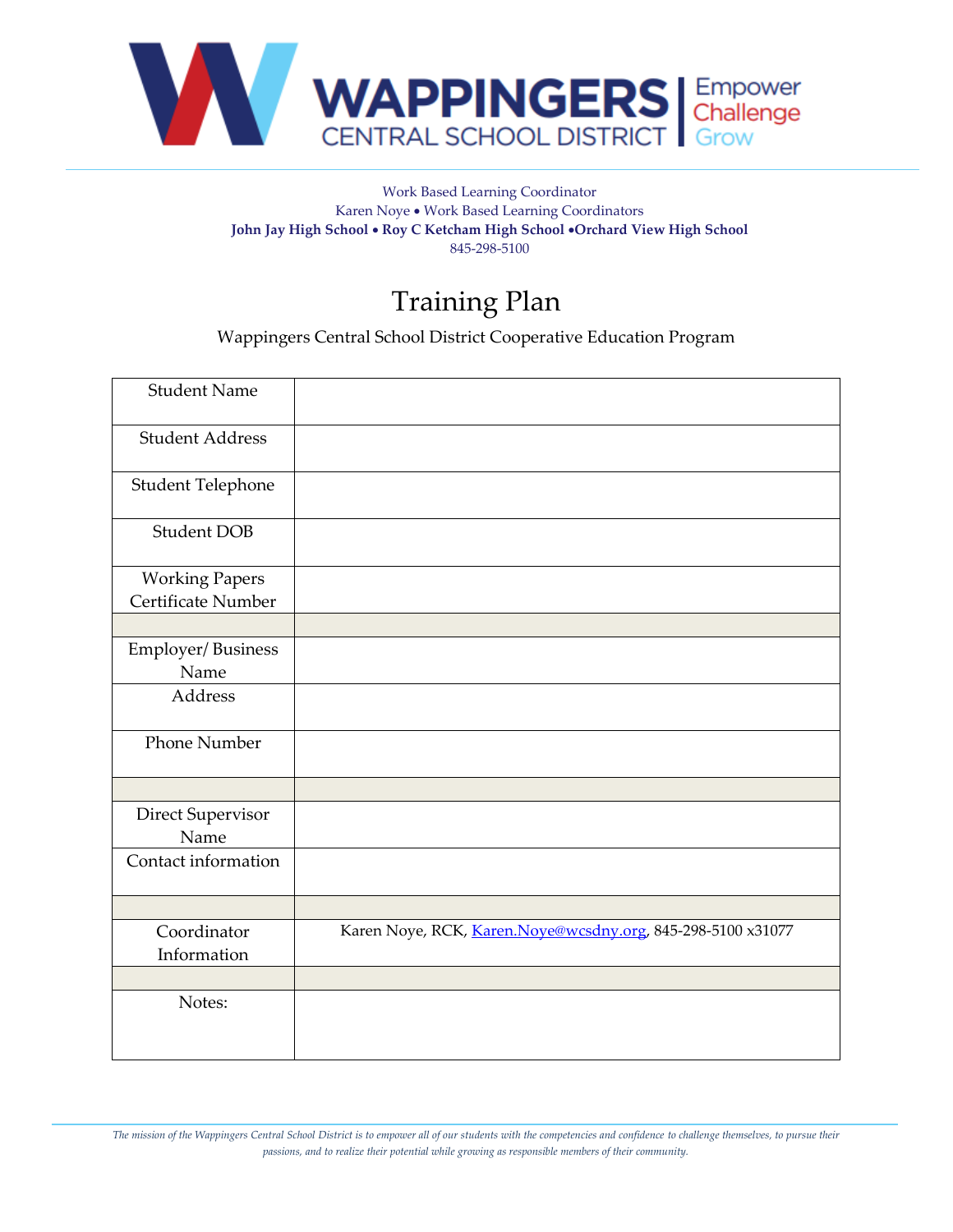WAPPINGERS CENTRAL SCHOOL DISTRICT | Empower Challenge Grow

Work Based Learning Coordinator
Karen Noye • Work Based Learning Coordinators
**John Jay High School • Roy C Ketcham High School •Orchard View High School**
845-298-5100

# Training Plan

Wappingers Central School District Cooperative Education Program

| | |
|---|---|
| Student Name | |
| Student Address | |
| Student Telephone | |
| Student DOB | |
| Working Papers Certificate Number | |
| | |
| Employer/ Business Name | |
| Address | |
| Phone Number | |
| | |
| Direct Supervisor Name | |
| Contact information | |
| | |
| Coordinator Information | Karen Noye, RCK, Karen.Noye@wcsdny.org, 845-298-5100 x31077 |
| | |
| Notes: | |

*The mission of the Wappingers Central School District is to empower all of our students with the competencies and confidence to challenge themselves, to pursue their passions, and to realize their potential while growing as responsible members of their community.*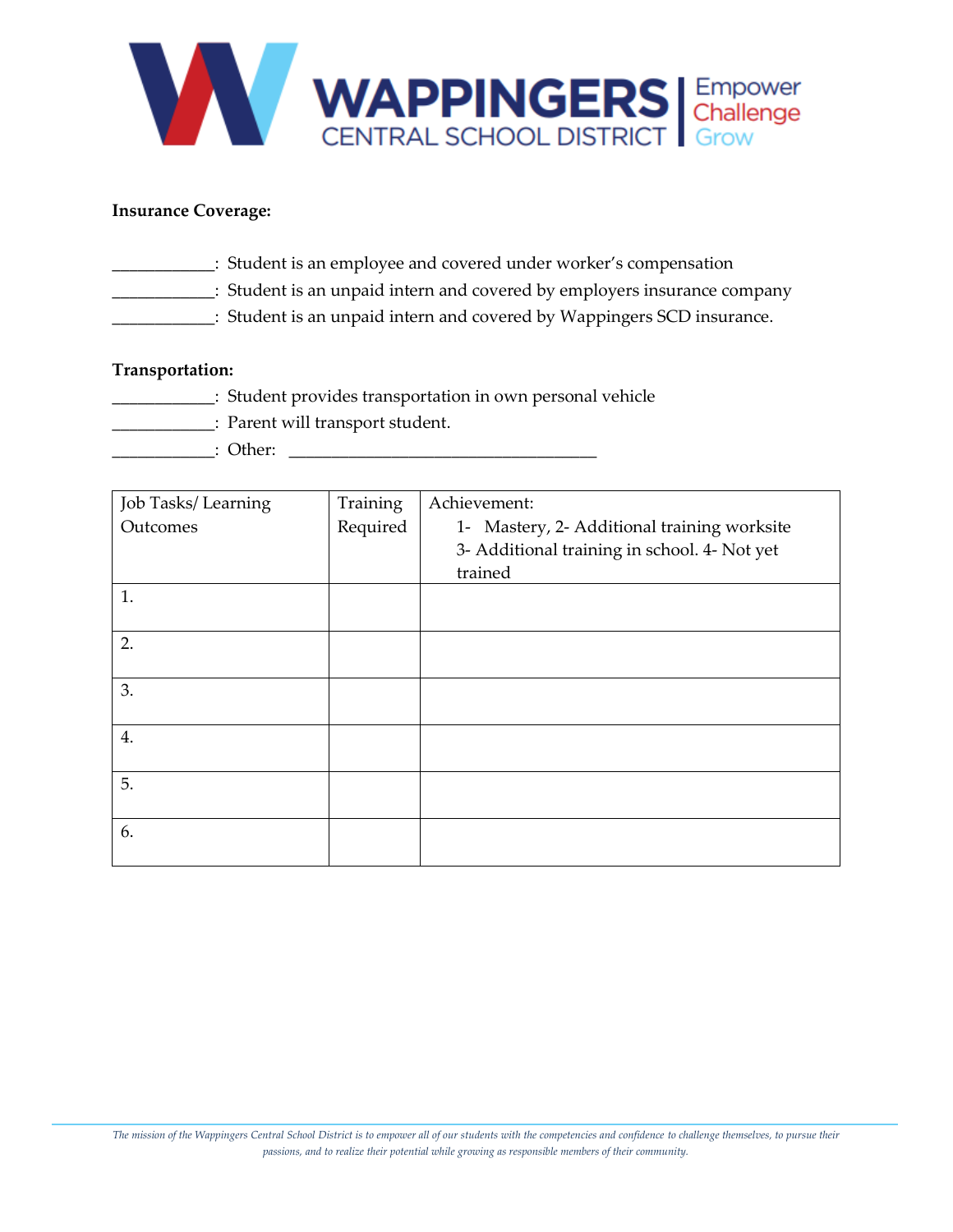**Insurance Coverage:**

___________: Student is an employee and covered under worker's compensation
___________: Student is an unpaid intern and covered by employers insurance company
___________: Student is an unpaid intern and covered by Wappingers SCD insurance.

**Transportation:**

___________: Student provides transportation in own personal vehicle
___________: Parent will transport student.
___________: Other: ________________________________

| Job Tasks/ Learning Outcomes | Training Required | Achievement: 1- Mastery, 2- Additional training worksite 3- Additional training in school. 4- Not yet trained |
|---|---|---|
| 1. | | |
| 2. | | |
| 3. | | |
| 4. | | |
| 5. | | |
| 6. | | |

*The mission of the Wappingers Central School District is to empower all of our students with the competencies and confidence to challenge themselves, to pursue their passions, and to realize their potential while growing as responsible members of their community.*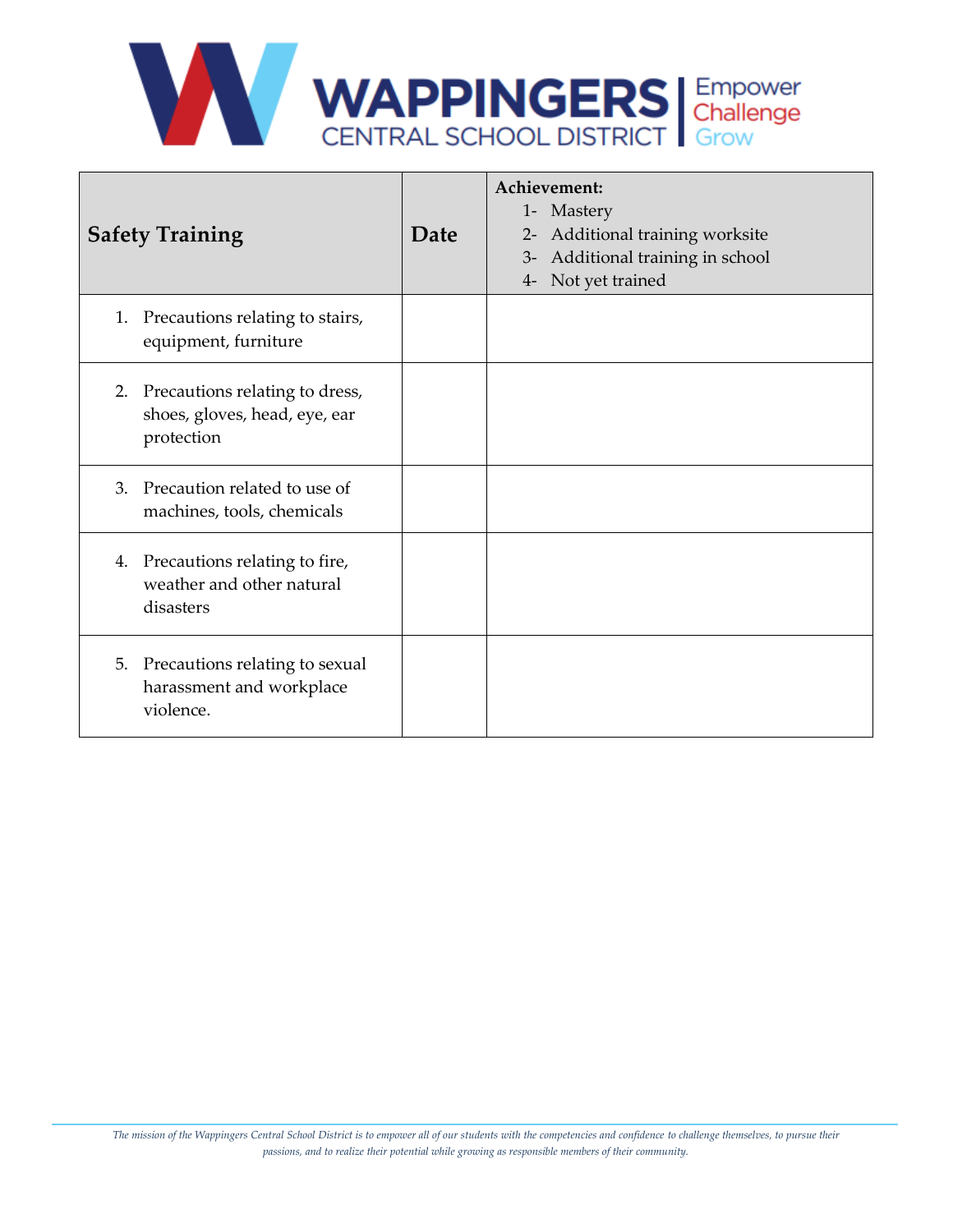| **Safety Training** | **Date** | **Achievement:** 1- Mastery 2- Additional training worksite 3- Additional training in school 4- Not yet trained |
|---|---|---|
| 1. Precautions relating to stairs, equipment, furniture | | |
| 2. Precautions relating to dress, shoes, gloves, head, eye, ear protection | | |
| 3. Precaution related to use of machines, tools, chemicals | | |
| 4. Precautions relating to fire, weather and other natural disasters | | |
| 5. Precautions relating to sexual harassment and workplace violence. | | |